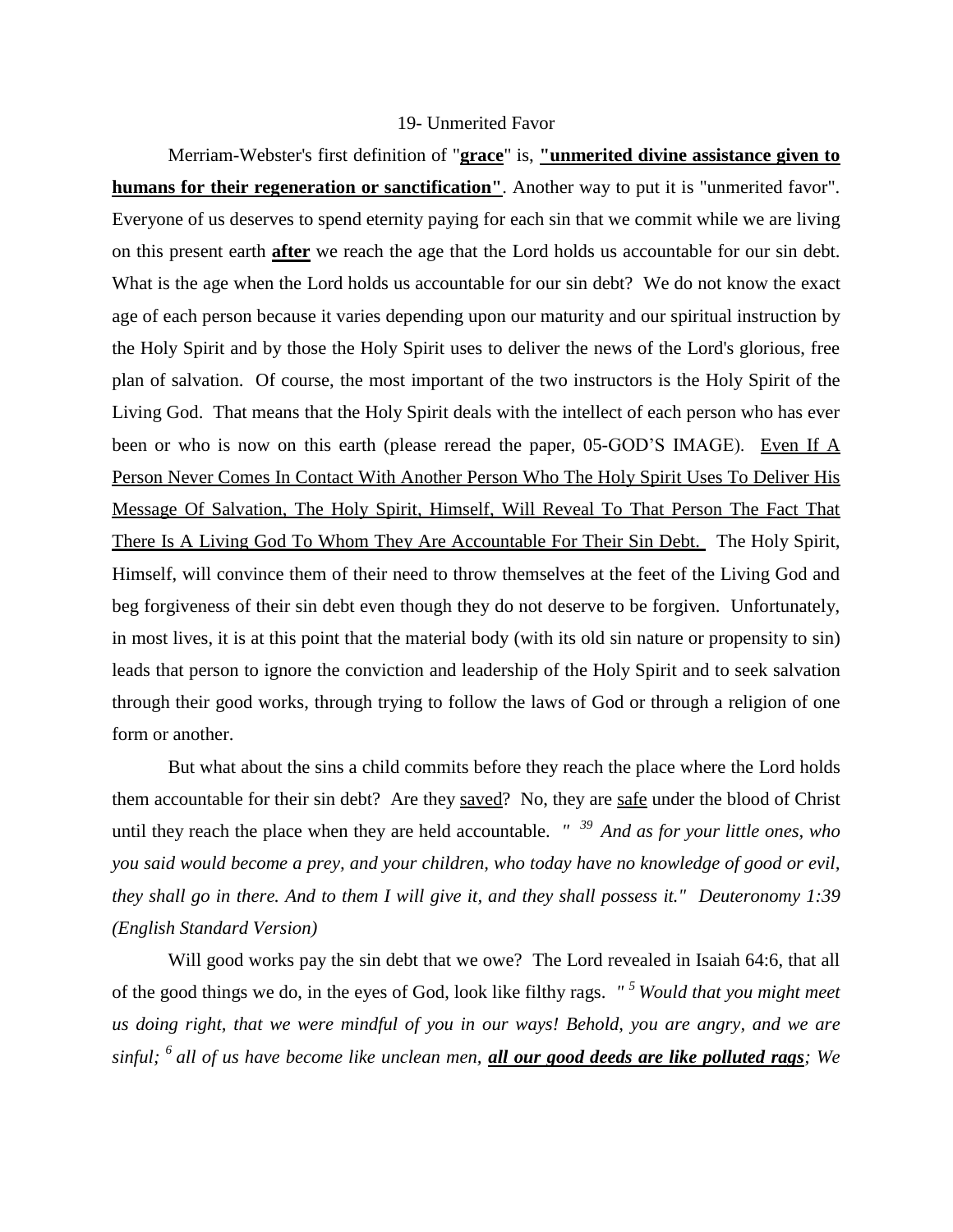# 19- Unmerited Favor

Merriam-Webster's first definition of "**grace**" is, **"unmerited divine assistance given to humans for their regeneration or sanctification"**. Another way to put it is "unmerited favor". Everyone of us deserves to spend eternity paying for each sin that we commit while we are living on this present earth **after** we reach the age that the Lord holds us accountable for our sin debt. What is the age when the Lord holds us accountable for our sin debt? We do not know the exact age of each person because it varies depending upon our maturity and our spiritual instruction by the Holy Spirit and by those the Holy Spirit uses to deliver the news of the Lord's glorious, free plan of salvation. Of course, the most important of the two instructors is the Holy Spirit of the Living God. That means that the Holy Spirit deals with the intellect of each person who has ever been or who is now on this earth (please reread the paper, 05-GOD'S IMAGE). Even If A Person Never Comes In Contact With Another Person Who The Holy Spirit Uses To Deliver His Message Of Salvation, The Holy Spirit, Himself, Will Reveal To That Person The Fact That There Is A Living God To Whom They Are Accountable For Their Sin Debt. The Holy Spirit, Himself, will convince them of their need to throw themselves at the feet of the Living God and beg forgiveness of their sin debt even though they do not deserve to be forgiven. Unfortunately, in most lives, it is at this point that the material body (with its old sin nature or propensity to sin) leads that person to ignore the conviction and leadership of the Holy Spirit and to seek salvation through their good works, through trying to follow the laws of God or through a religion of one form or another.

But what about the sins a child commits before they reach the place where the Lord holds them accountable for their sin debt? Are they saved? No, they are safe under the blood of Christ until they reach the place when they are held accountable. *" [39] And as for your little ones, who you said would become a prey, and your children, who today have no knowledge of good or evil, they shall go in there. And to them I will give it, and they shall possess it." Deuteronomy 1:39 (English Standard Version)*

Will good works pay the sin debt that we owe? The Lord revealed in Isaiah 64:6, that all of the good things we do, in the eyes of God, look like filthy rags. *" [5] Would that you might meet us doing right, that we were mindful of you in our ways! Behold, you are angry, and we are sinful; [6] all of us have become like unclean men, **all our good deeds are like polluted rags**; We*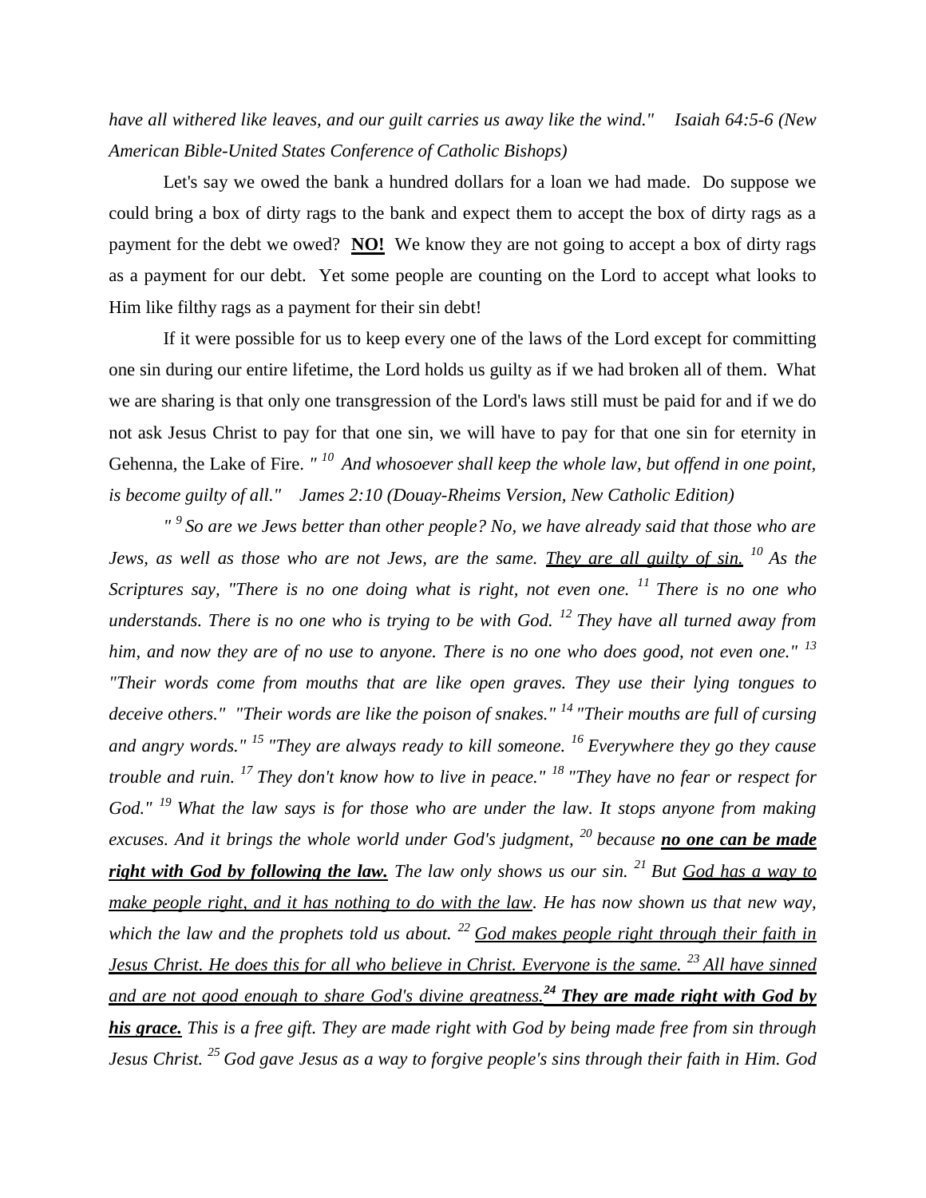*have all withered like leaves, and our guilt carries us away like the wind." Isaiah 64:5-6 (New American Bible-United States Conference of Catholic Bishops)*

Let's say we owed the bank a hundred dollars for a loan we had made. Do suppose we could bring a box of dirty rags to the bank and expect them to accept the box of dirty rags as a payment for the debt we owed? **NO!** We know they are not going to accept a box of dirty rags as a payment for our debt. Yet some people are counting on the Lord to accept what looks to Him like filthy rags as a payment for their sin debt!

If it were possible for us to keep every one of the laws of the Lord except for committing one sin during our entire lifetime, the Lord holds us guilty as if we had broken all of them. What we are sharing is that only one transgression of the Lord's laws still must be paid for and if we do not ask Jesus Christ to pay for that one sin, we will have to pay for that one sin for eternity in Gehenna, the Lake of Fire. *" [10] And whosoever shall keep the whole law, but offend in one point, is become guilty of all." James 2:10 (Douay-Rheims Version, New Catholic Edition)*

*" [9] So are we Jews better than other people? No, we have already said that those who are Jews, as well as those who are not Jews, are the same. They are all guilty of sin. [10] As the Scriptures say, "There is no one doing what is right, not even one. [11] There is no one who understands. There is no one who is trying to be with God. [12] They have all turned away from him, and now they are of no use to anyone. There is no one who does good, not even one." [13] "Their words come from mouths that are like open graves. They use their lying tongues to deceive others." "Their words are like the poison of snakes." [14] "Their mouths are full of cursing and angry words." [15] "They are always ready to kill someone. [16] Everywhere they go they cause trouble and ruin. [17] They don't know how to live in peace." [18] "They have no fear or respect for God." [19] What the law says is for those who are under the law. It stops anyone from making excuses. And it brings the whole world under God's judgment, [20] because **no one can be made right with God by following the law.** The law only shows us our sin. [21] But God has a way to make people right, and it has nothing to do with the law. He has now shown us that new way, which the law and the prophets told us about. [22] God makes people right through their faith in Jesus Christ. He does this for all who believe in Christ. Everyone is the same. [23] All have sinned and are not good enough to share God's divine greatness.* ***[24] They are made right with God by his grace.*** *This is a free gift. They are made right with God by being made free from sin through Jesus Christ. [25] God gave Jesus as a way to forgive people's sins through their faith in Him. God*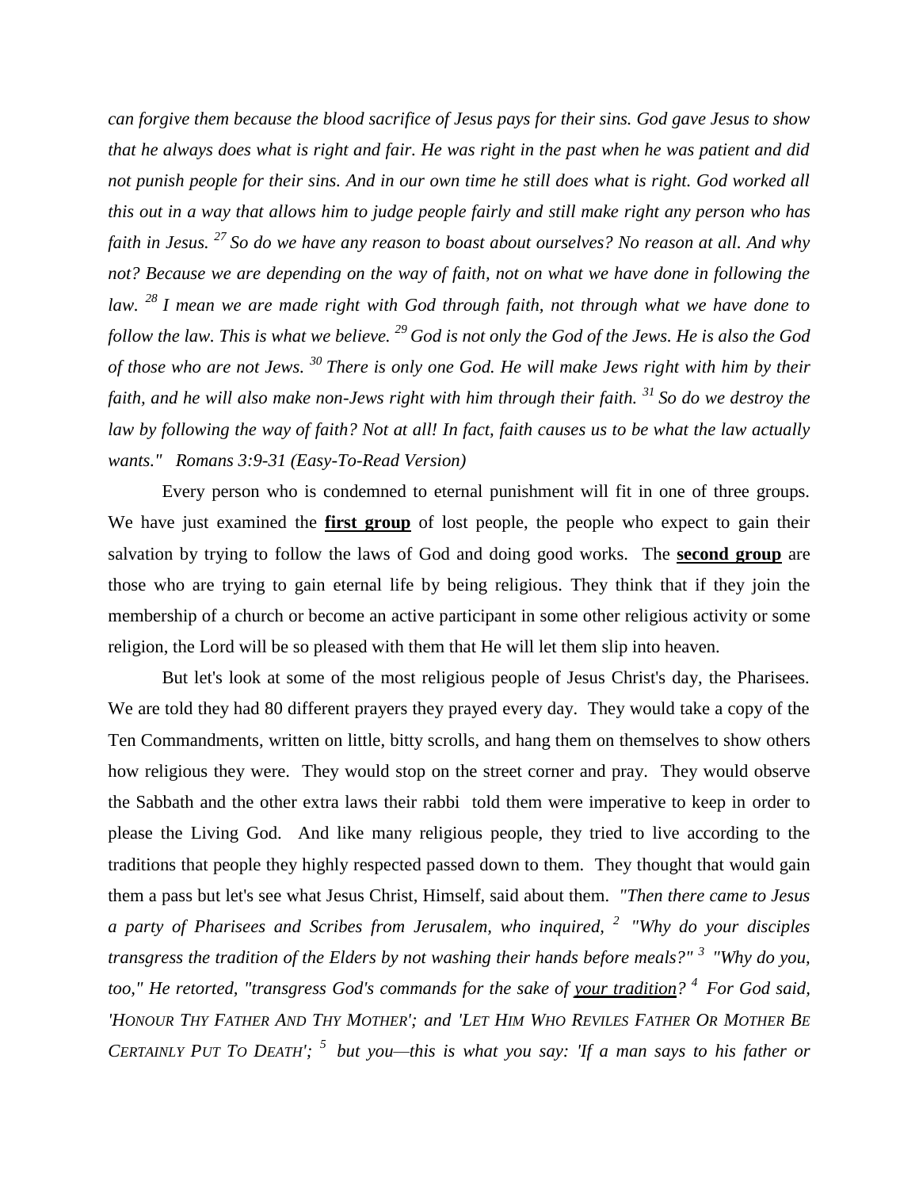*can forgive them because the blood sacrifice of Jesus pays for their sins. God gave Jesus to show that he always does what is right and fair. He was right in the past when he was patient and did not punish people for their sins. And in our own time he still does what is right. God worked all this out in a way that allows him to judge people fairly and still make right any person who has faith in Jesus. [27] So do we have any reason to boast about ourselves? No reason at all. And why not? Because we are depending on the way of faith, not on what we have done in following the law. [28] I mean we are made right with God through faith, not through what we have done to follow the law. This is what we believe. [29] God is not only the God of the Jews. He is also the God of those who are not Jews. [30] There is only one God. He will make Jews right with him by their faith, and he will also make non-Jews right with him through their faith. [31] So do we destroy the law by following the way of faith? Not at all! In fact, faith causes us to be what the law actually wants." Romans 3:9-31 (Easy-To-Read Version)*

Every person who is condemned to eternal punishment will fit in one of three groups. We have just examined the **first group** of lost people, the people who expect to gain their salvation by trying to follow the laws of God and doing good works. The **second group** are those who are trying to gain eternal life by being religious. They think that if they join the membership of a church or become an active participant in some other religious activity or some religion, the Lord will be so pleased with them that He will let them slip into heaven.

But let's look at some of the most religious people of Jesus Christ's day, the Pharisees. We are told they had 80 different prayers they prayed every day. They would take a copy of the Ten Commandments, written on little, bitty scrolls, and hang them on themselves to show others how religious they were. They would stop on the street corner and pray. They would observe the Sabbath and the other extra laws their rabbi told them were imperative to keep in order to please the Living God. And like many religious people, they tried to live according to the traditions that people they highly respected passed down to them. They thought that would gain them a pass but let's see what Jesus Christ, Himself, said about them. *"Then there came to Jesus a party of Pharisees and Scribes from Jerusalem, who inquired, [2] "Why do your disciples transgress the tradition of the Elders by not washing their hands before meals?" [3] "Why do you, too," He retorted, "transgress God's commands for the sake of <u>your tradition</u>? [4] For God said, 'HONOUR THY FATHER AND THY MOTHER'; and 'LET HIM WHO REVILES FATHER OR MOTHER BE CERTAINLY PUT TO DEATH'; [5] but you—this is what you say: 'If a man says to his father or*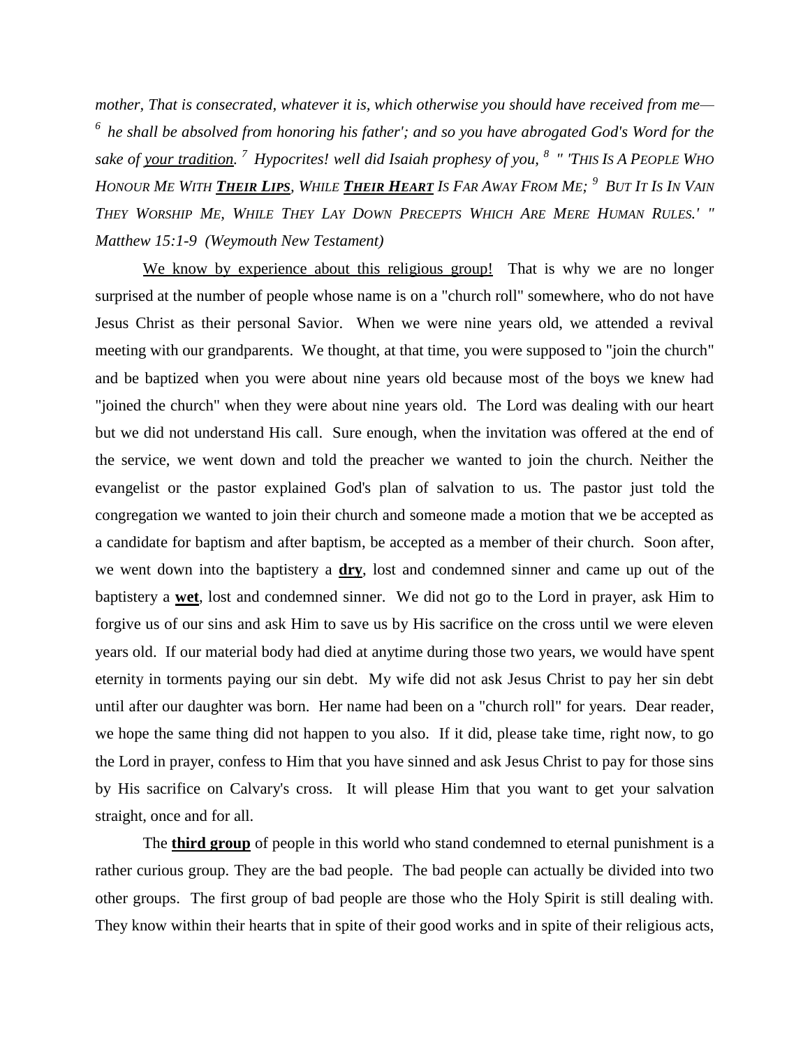*mother, That is consecrated, whatever it is, which otherwise you should have received from me—* [6] *he shall be absolved from honoring his father'; and so you have abrogated God's Word for the sake of <u>your tradition</u>.* [7] *Hypocrites! well did Isaiah prophesy of you,* [8] *" 'THIS IS A PEOPLE WHO HONOUR ME WITH **<u>THEIR LIPS</u>**, WHILE **<u>THEIR HEART</u>** IS FAR AWAY FROM ME;* [9] *BUT IT IS IN VAIN THEY WORSHIP ME, WHILE THEY LAY DOWN PRECEPTS WHICH ARE MERE HUMAN RULES.' " Matthew 15:1-9 (Weymouth New Testament)*

<u>We know by experience about this religious group!</u> That is why we are no longer surprised at the number of people whose name is on a "church roll" somewhere, who do not have Jesus Christ as their personal Savior. When we were nine years old, we attended a revival meeting with our grandparents. We thought, at that time, you were supposed to "join the church" and be baptized when you were about nine years old because most of the boys we knew had "joined the church" when they were about nine years old. The Lord was dealing with our heart but we did not understand His call. Sure enough, when the invitation was offered at the end of the service, we went down and told the preacher we wanted to join the church. Neither the evangelist or the pastor explained God's plan of salvation to us. The pastor just told the congregation we wanted to join their church and someone made a motion that we be accepted as a candidate for baptism and after baptism, be accepted as a member of their church. Soon after, we went down into the baptistery a **<u>dry</u>**, lost and condemned sinner and came up out of the baptistery a **<u>wet</u>**, lost and condemned sinner. We did not go to the Lord in prayer, ask Him to forgive us of our sins and ask Him to save us by His sacrifice on the cross until we were eleven years old. If our material body had died at anytime during those two years, we would have spent eternity in torments paying our sin debt. My wife did not ask Jesus Christ to pay her sin debt until after our daughter was born. Her name had been on a "church roll" for years. Dear reader, we hope the same thing did not happen to you also. If it did, please take time, right now, to go the Lord in prayer, confess to Him that you have sinned and ask Jesus Christ to pay for those sins by His sacrifice on Calvary's cross. It will please Him that you want to get your salvation straight, once and for all.

The **<u>third group</u>** of people in this world who stand condemned to eternal punishment is a rather curious group. They are the bad people. The bad people can actually be divided into two other groups. The first group of bad people are those who the Holy Spirit is still dealing with. They know within their hearts that in spite of their good works and in spite of their religious acts,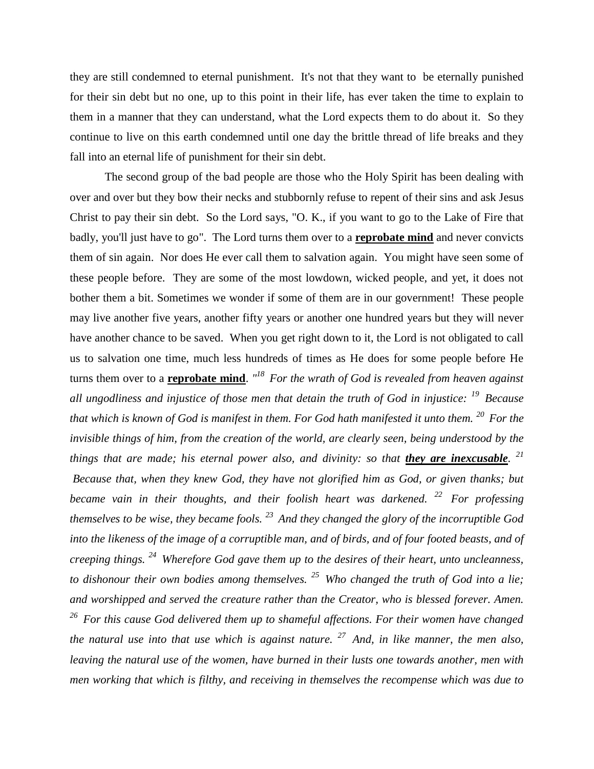they are still condemned to eternal punishment. It's not that they want to be eternally punished for their sin debt but no one, up to this point in their life, has ever taken the time to explain to them in a manner that they can understand, what the Lord expects them to do about it. So they continue to live on this earth condemned until one day the brittle thread of life breaks and they fall into an eternal life of punishment for their sin debt.

The second group of the bad people are those who the Holy Spirit has been dealing with over and over but they bow their necks and stubbornly refuse to repent of their sins and ask Jesus Christ to pay their sin debt. So the Lord says, "O. K., if you want to go to the Lake of Fire that badly, you'll just have to go". The Lord turns them over to a **reprobate mind** and never convicts them of sin again. Nor does He ever call them to salvation again. You might have seen some of these people before. They are some of the most lowdown, wicked people, and yet, it does not bother them a bit. Sometimes we wonder if some of them are in our government! These people may live another five years, another fifty years or another one hundred years but they will never have another chance to be saved. When you get right down to it, the Lord is not obligated to call us to salvation one time, much less hundreds of times as He does for some people before He turns them over to a **reprobate mind**. *"[18] For the wrath of God is revealed from heaven against all ungodliness and injustice of those men that detain the truth of God in injustice: [19] Because that which is known of God is manifest in them. For God hath manifested it unto them. [20] For the invisible things of him, from the creation of the world, are clearly seen, being understood by the things that are made; his eternal power also, and divinity: so that **they are inexcusable**. [21] Because that, when they knew God, they have not glorified him as God, or given thanks; but became vain in their thoughts, and their foolish heart was darkened. [22] For professing themselves to be wise, they became fools. [23] And they changed the glory of the incorruptible God into the likeness of the image of a corruptible man, and of birds, and of four footed beasts, and of creeping things. [24] Wherefore God gave them up to the desires of their heart, unto uncleanness, to dishonour their own bodies among themselves. [25] Who changed the truth of God into a lie; and worshipped and served the creature rather than the Creator, who is blessed forever. Amen. [26] For this cause God delivered them up to shameful affections. For their women have changed the natural use into that use which is against nature. [27] And, in like manner, the men also, leaving the natural use of the women, have burned in their lusts one towards another, men with men working that which is filthy, and receiving in themselves the recompense which was due to*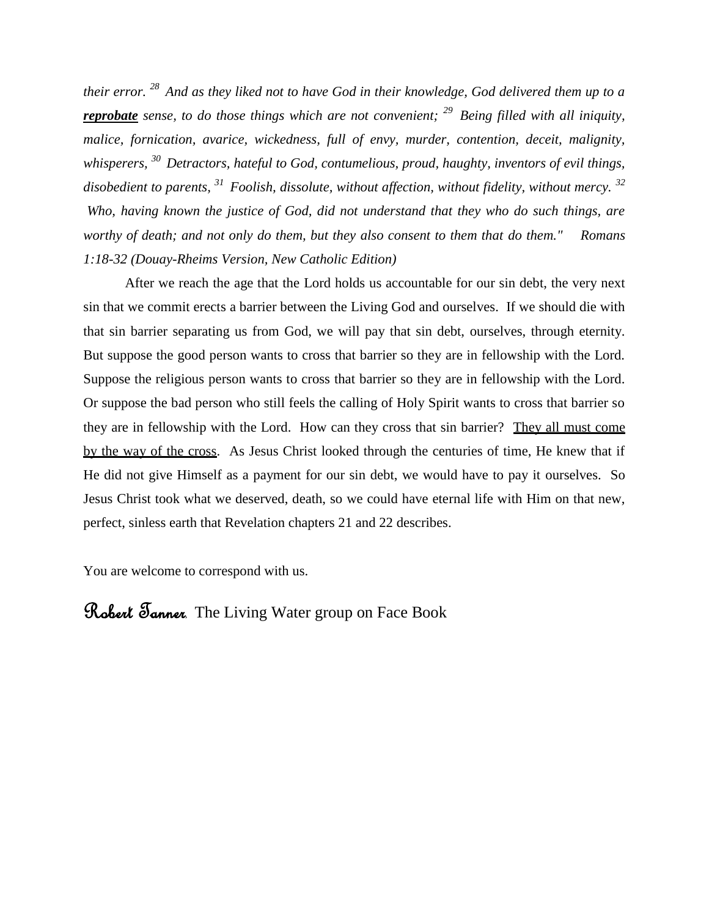*their error.* [28] *And as they liked not to have God in their knowledge, God delivered them up to a* ***reprobate*** *sense, to do those things which are not convenient;* [29] *Being filled with all iniquity, malice, fornication, avarice, wickedness, full of envy, murder, contention, deceit, malignity, whisperers,* [30] *Detractors, hateful to God, contumelious, proud, haughty, inventors of evil things, disobedient to parents,* [31] *Foolish, dissolute, without affection, without fidelity, without mercy.* [32] *Who, having known the justice of God, did not understand that they who do such things, are worthy of death; and not only do them, but they also consent to them that do them." Romans 1:18-32 (Douay-Rheims Version, New Catholic Edition)*

After we reach the age that the Lord holds us accountable for our sin debt, the very next sin that we commit erects a barrier between the Living God and ourselves. If we should die with that sin barrier separating us from God, we will pay that sin debt, ourselves, through eternity. But suppose the good person wants to cross that barrier so they are in fellowship with the Lord. Suppose the religious person wants to cross that barrier so they are in fellowship with the Lord. Or suppose the bad person who still feels the calling of Holy Spirit wants to cross that barrier so they are in fellowship with the Lord. How can they cross that sin barrier? <u>They all must come by the way of the cross</u>. As Jesus Christ looked through the centuries of time, He knew that if He did not give Himself as a payment for our sin debt, we would have to pay it ourselves. So Jesus Christ took what we deserved, death, so we could have eternal life with Him on that new, perfect, sinless earth that Revelation chapters 21 and 22 describes.

You are welcome to correspond with us.

Robert Tanner. The Living Water group on Face Book